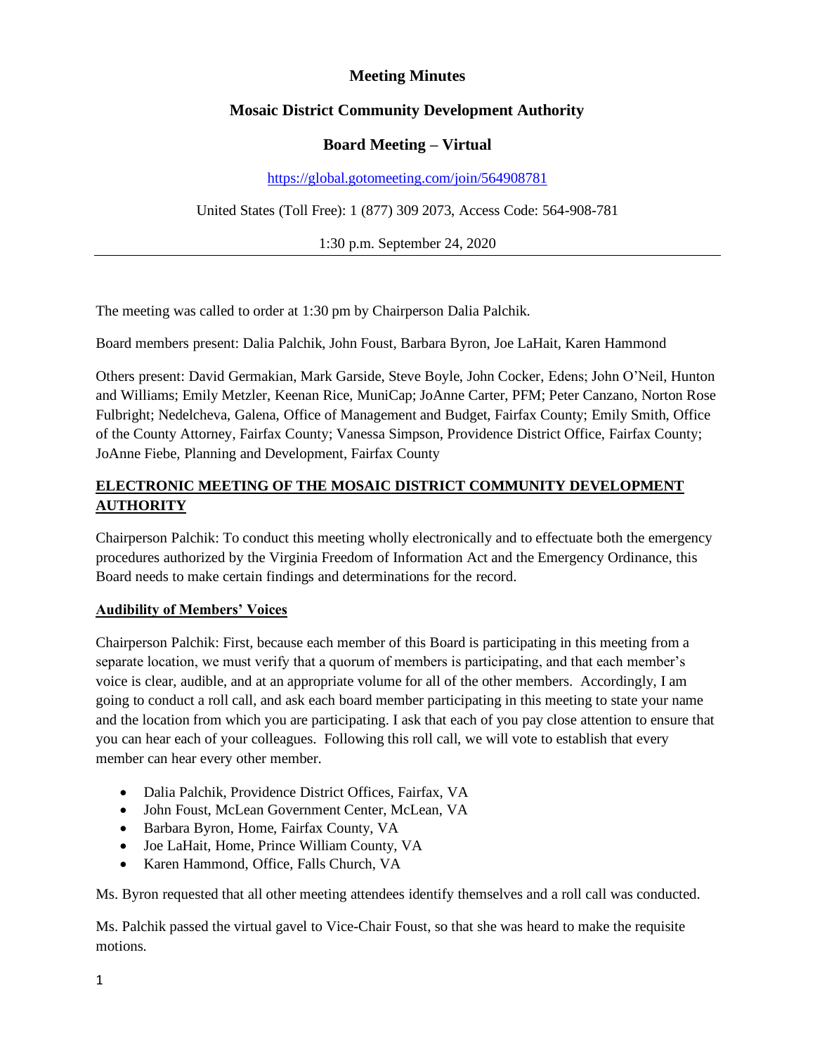# Meeting Minutes

## Mosaic District Community Development Authority

## Board Meeting – Virtual

https://global.gotomeeting.com/join/564908781

United States (Toll Free): 1 (877) 309 2073, Access Code: 564-908-781

1:30 p.m. September 24, 2020

---

The meeting was called to order at 1:30 pm by Chairperson Dalia Palchik.

Board members present: Dalia Palchik, John Foust, Barbara Byron, Joe LaHait, Karen Hammond

Others present: David Germakian, Mark Garside, Steve Boyle, John Cocker, Edens; John O'Neil, Hunton and Williams; Emily Metzler, Keenan Rice, MuniCap; JoAnne Carter, PFM; Peter Canzano, Norton Rose Fulbright; Nedelcheva, Galena, Office of Management and Budget, Fairfax County; Emily Smith, Office of the County Attorney, Fairfax County; Vanessa Simpson, Providence District Office, Fairfax County; JoAnne Fiebe, Planning and Development, Fairfax County

**ELECTRONIC MEETING OF THE MOSAIC DISTRICT COMMUNITY DEVELOPMENT AUTHORITY**

Chairperson Palchik: To conduct this meeting wholly electronically and to effectuate both the emergency procedures authorized by the Virginia Freedom of Information Act and the Emergency Ordinance, this Board needs to make certain findings and determinations for the record.

**Audibility of Members' Voices**

Chairperson Palchik: First, because each member of this Board is participating in this meeting from a separate location, we must verify that a quorum of members is participating, and that each member's voice is clear, audible, and at an appropriate volume for all of the other members. Accordingly, I am going to conduct a roll call, and ask each board member participating in this meeting to state your name and the location from which you are participating. I ask that each of you pay close attention to ensure that you can hear each of your colleagues. Following this roll call, we will vote to establish that every member can hear every other member.

- Dalia Palchik, Providence District Offices, Fairfax, VA
- John Foust, McLean Government Center, McLean, VA
- Barbara Byron, Home, Fairfax County, VA
- Joe LaHait, Home, Prince William County, VA
- Karen Hammond, Office, Falls Church, VA

Ms. Byron requested that all other meeting attendees identify themselves and a roll call was conducted.

Ms. Palchik passed the virtual gavel to Vice-Chair Foust, so that she was heard to make the requisite motions.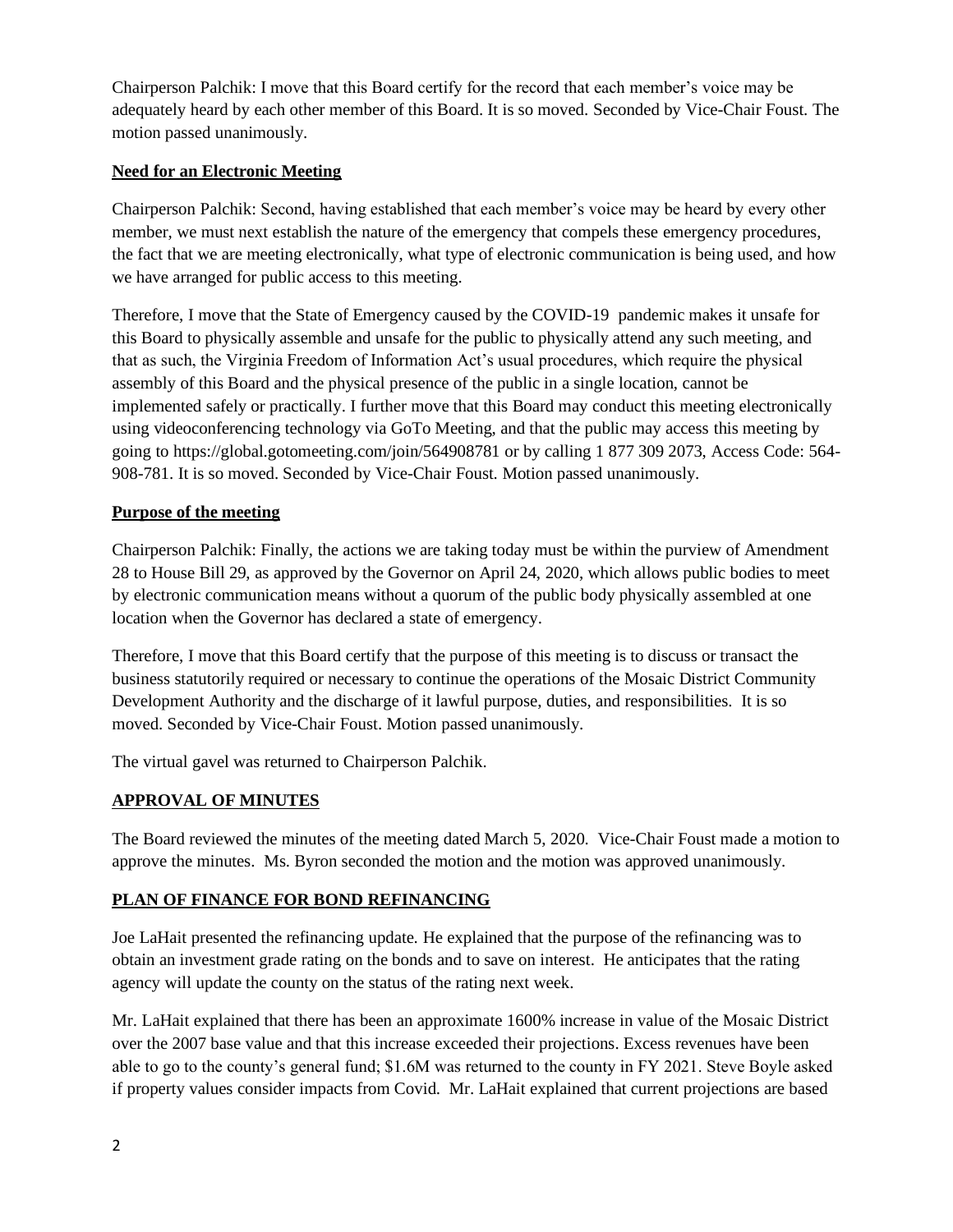Chairperson Palchik: I move that this Board certify for the record that each member's voice may be adequately heard by each other member of this Board. It is so moved. Seconded by Vice-Chair Foust. The motion passed unanimously.

**Need for an Electronic Meeting**

Chairperson Palchik: Second, having established that each member's voice may be heard by every other member, we must next establish the nature of the emergency that compels these emergency procedures, the fact that we are meeting electronically, what type of electronic communication is being used, and how we have arranged for public access to this meeting.

Therefore, I move that the State of Emergency caused by the COVID-19 pandemic makes it unsafe for this Board to physically assemble and unsafe for the public to physically attend any such meeting, and that as such, the Virginia Freedom of Information Act's usual procedures, which require the physical assembly of this Board and the physical presence of the public in a single location, cannot be implemented safely or practically. I further move that this Board may conduct this meeting electronically using videoconferencing technology via GoTo Meeting, and that the public may access this meeting by going to https://global.gotomeeting.com/join/564908781 or by calling 1 877 309 2073, Access Code: 564-908-781. It is so moved. Seconded by Vice-Chair Foust. Motion passed unanimously.

**Purpose of the meeting**

Chairperson Palchik: Finally, the actions we are taking today must be within the purview of Amendment 28 to House Bill 29, as approved by the Governor on April 24, 2020, which allows public bodies to meet by electronic communication means without a quorum of the public body physically assembled at one location when the Governor has declared a state of emergency.

Therefore, I move that this Board certify that the purpose of this meeting is to discuss or transact the business statutorily required or necessary to continue the operations of the Mosaic District Community Development Authority and the discharge of it lawful purpose, duties, and responsibilities. It is so moved. Seconded by Vice-Chair Foust. Motion passed unanimously.

The virtual gavel was returned to Chairperson Palchik.

## APPROVAL OF MINUTES

The Board reviewed the minutes of the meeting dated March 5, 2020. Vice-Chair Foust made a motion to approve the minutes. Ms. Byron seconded the motion and the motion was approved unanimously.

## PLAN OF FINANCE FOR BOND REFINANCING

Joe LaHait presented the refinancing update. He explained that the purpose of the refinancing was to obtain an investment grade rating on the bonds and to save on interest. He anticipates that the rating agency will update the county on the status of the rating next week.

Mr. LaHait explained that there has been an approximate 1600% increase in value of the Mosaic District over the 2007 base value and that this increase exceeded their projections. Excess revenues have been able to go to the county's general fund; $1.6M was returned to the county in FY 2021. Steve Boyle asked if property values consider impacts from Covid. Mr. LaHait explained that current projections are based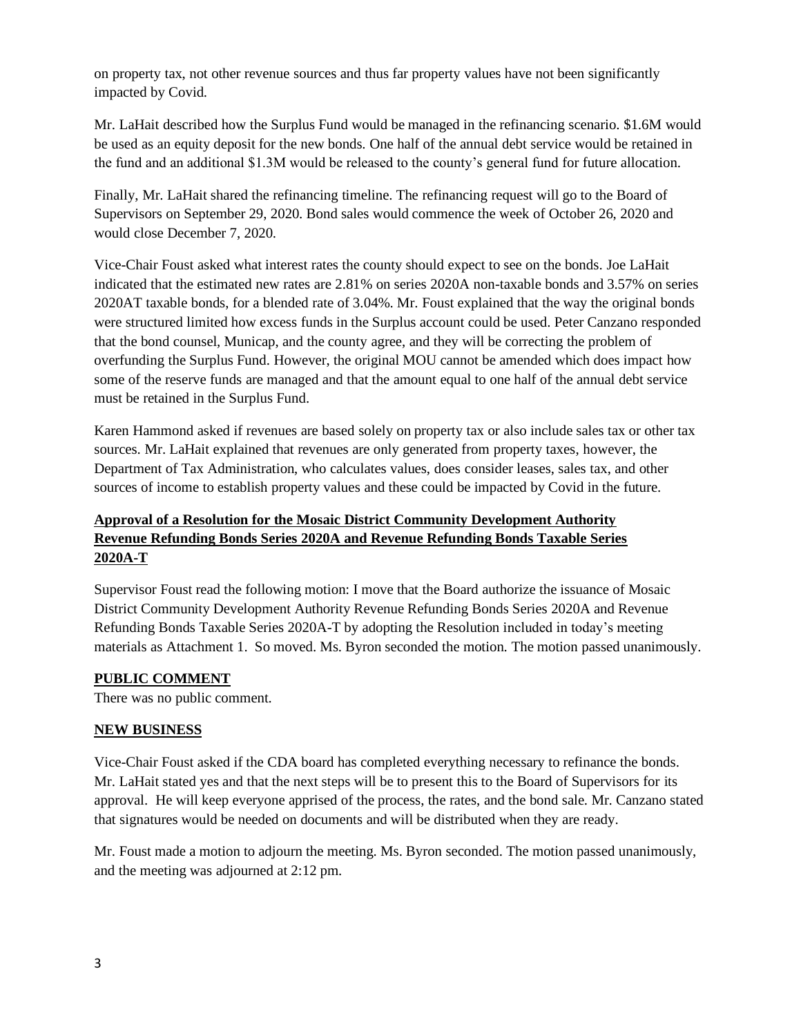on property tax, not other revenue sources and thus far property values have not been significantly impacted by Covid.

Mr. LaHait described how the Surplus Fund would be managed in the refinancing scenario. $1.6M would be used as an equity deposit for the new bonds. One half of the annual debt service would be retained in the fund and an additional $1.3M would be released to the county's general fund for future allocation.

Finally, Mr. LaHait shared the refinancing timeline. The refinancing request will go to the Board of Supervisors on September 29, 2020. Bond sales would commence the week of October 26, 2020 and would close December 7, 2020.

Vice-Chair Foust asked what interest rates the county should expect to see on the bonds. Joe LaHait indicated that the estimated new rates are 2.81% on series 2020A non-taxable bonds and 3.57% on series 2020AT taxable bonds, for a blended rate of 3.04%. Mr. Foust explained that the way the original bonds were structured limited how excess funds in the Surplus account could be used. Peter Canzano responded that the bond counsel, Municap, and the county agree, and they will be correcting the problem of overfunding the Surplus Fund. However, the original MOU cannot be amended which does impact how some of the reserve funds are managed and that the amount equal to one half of the annual debt service must be retained in the Surplus Fund.

Karen Hammond asked if revenues are based solely on property tax or also include sales tax or other tax sources. Mr. LaHait explained that revenues are only generated from property taxes, however, the Department of Tax Administration, who calculates values, does consider leases, sales tax, and other sources of income to establish property values and these could be impacted by Covid in the future.

**Approval of a Resolution for the Mosaic District Community Development Authority Revenue Refunding Bonds Series 2020A and Revenue Refunding Bonds Taxable Series 2020A-T**

Supervisor Foust read the following motion: I move that the Board authorize the issuance of Mosaic District Community Development Authority Revenue Refunding Bonds Series 2020A and Revenue Refunding Bonds Taxable Series 2020A-T by adopting the Resolution included in today's meeting materials as Attachment 1. So moved. Ms. Byron seconded the motion. The motion passed unanimously.

**PUBLIC COMMENT**

There was no public comment.

**NEW BUSINESS**

Vice-Chair Foust asked if the CDA board has completed everything necessary to refinance the bonds. Mr. LaHait stated yes and that the next steps will be to present this to the Board of Supervisors for its approval. He will keep everyone apprised of the process, the rates, and the bond sale. Mr. Canzano stated that signatures would be needed on documents and will be distributed when they are ready.

Mr. Foust made a motion to adjourn the meeting. Ms. Byron seconded. The motion passed unanimously, and the meeting was adjourned at 2:12 pm.